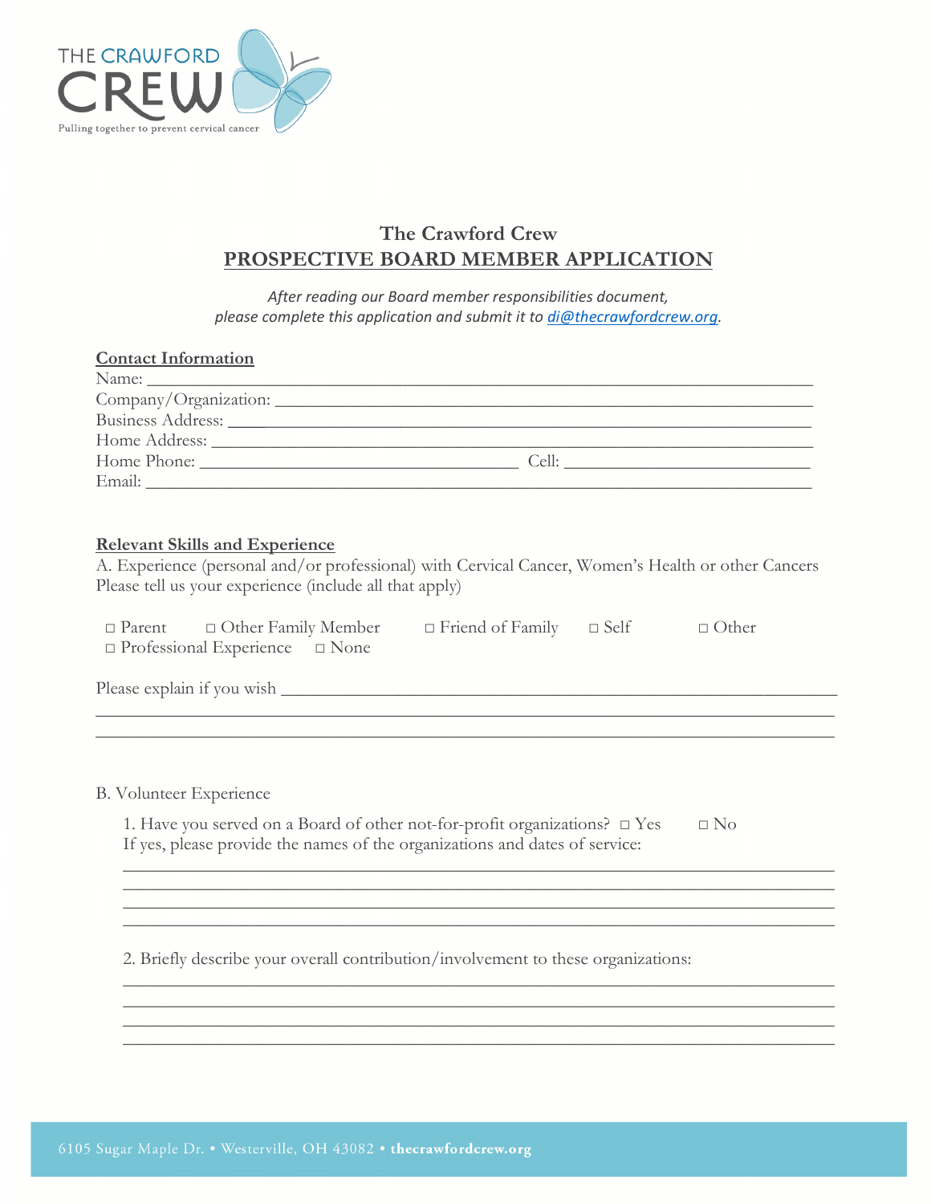THE CRAWFORD CREW

Pulling together to prevent cervical cancer

# The Crawford Crew

## PROSPECTIVE BOARD MEMBER APPLICATION

*After reading our Board member responsibilities document, please complete this application and submit it to [di@thecrawfordcrew.org](mailto:di@thecrawfordcrew.org).*

### Contact Information

Name: ____________________________________________________________

Company/Organization: ____________________________________________________

Business Address: ________________________________________________________

Home Address: ___________________________________________________________

Home Phone: ______________________________ Cell: ______________________

Email: ____________________________________________________________

### Relevant Skills and Experience

A. Experience (personal and/or professional) with Cervical Cancer, Women's Health or other Cancers
Please tell us your experience (include all that apply)

□ Parent □ Other Family Member □ Friend of Family □ Self □ Other
□ Professional Experience □ None

Please explain if you wish ____________________________________________________

______________________________________________________________________

______________________________________________________________________

B. Volunteer Experience

1. Have you served on a Board of other not-for-profit organizations? □ Yes □ No
   If yes, please provide the names of the organizations and dates of service:

   ______________________________________________________________________

   ______________________________________________________________________

   ______________________________________________________________________

   ______________________________________________________________________

2. Briefly describe your overall contribution/involvement to these organizations:

   ______________________________________________________________________

   ______________________________________________________________________

   ______________________________________________________________________

   ______________________________________________________________________

6105 Sugar Maple Dr. • Westerville, OH 43082 • **thecrawfordcrew.org**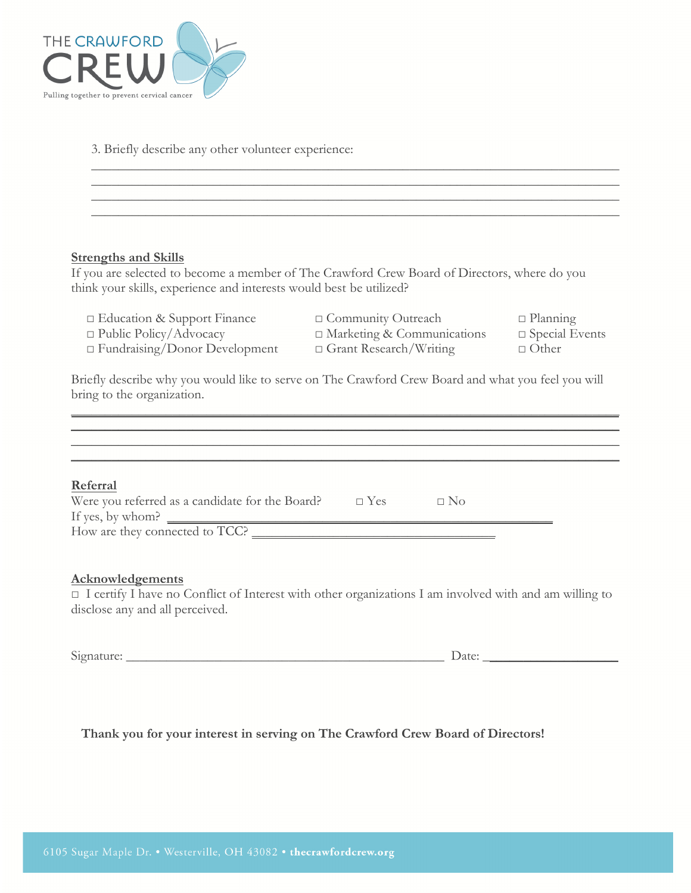3. Briefly describe any other volunteer experience:

\_\_\_\_\_\_\_\_\_\_\_\_\_\_\_\_\_\_\_\_\_\_\_\_\_\_\_\_\_\_\_\_\_\_\_\_\_\_\_\_\_\_\_\_\_\_\_\_\_\_\_\_\_\_\_\_\_\_\_\_\_\_\_\_\_\_\_\_\_\_\_\_\_\_\_\_\_\_
\_\_\_\_\_\_\_\_\_\_\_\_\_\_\_\_\_\_\_\_\_\_\_\_\_\_\_\_\_\_\_\_\_\_\_\_\_\_\_\_\_\_\_\_\_\_\_\_\_\_\_\_\_\_\_\_\_\_\_\_\_\_\_\_\_\_\_\_\_\_\_\_\_\_\_\_\_\_
\_\_\_\_\_\_\_\_\_\_\_\_\_\_\_\_\_\_\_\_\_\_\_\_\_\_\_\_\_\_\_\_\_\_\_\_\_\_\_\_\_\_\_\_\_\_\_\_\_\_\_\_\_\_\_\_\_\_\_\_\_\_\_\_\_\_\_\_\_\_\_\_\_\_\_\_\_\_
\_\_\_\_\_\_\_\_\_\_\_\_\_\_\_\_\_\_\_\_\_\_\_\_\_\_\_\_\_\_\_\_\_\_\_\_\_\_\_\_\_\_\_\_\_\_\_\_\_\_\_\_\_\_\_\_\_\_\_\_\_\_\_\_\_\_\_\_\_\_\_\_\_\_\_\_\_\_

**Strengths and Skills**

If you are selected to become a member of The Crawford Crew Board of Directors, where do you think your skills, experience and interests would best be utilized?

□ Education & Support Finance
□ Public Policy/Advocacy
□ Fundraising/Donor Development
□ Community Outreach
□ Marketing & Communications
□ Grant Research/Writing
□ Planning
□ Special Events
□ Other

Briefly describe why you would like to serve on The Crawford Crew Board and what you feel you will bring to the organization.

\_\_\_\_\_\_\_\_\_\_\_\_\_\_\_\_\_\_\_\_\_\_\_\_\_\_\_\_\_\_\_\_\_\_\_\_\_\_\_\_\_\_\_\_\_\_\_\_\_\_\_\_\_\_\_\_\_\_\_\_\_\_\_\_\_\_\_\_\_\_\_\_\_\_\_\_\_\_
\_\_\_\_\_\_\_\_\_\_\_\_\_\_\_\_\_\_\_\_\_\_\_\_\_\_\_\_\_\_\_\_\_\_\_\_\_\_\_\_\_\_\_\_\_\_\_\_\_\_\_\_\_\_\_\_\_\_\_\_\_\_\_\_\_\_\_\_\_\_\_\_\_\_\_\_\_\_
\_\_\_\_\_\_\_\_\_\_\_\_\_\_\_\_\_\_\_\_\_\_\_\_\_\_\_\_\_\_\_\_\_\_\_\_\_\_\_\_\_\_\_\_\_\_\_\_\_\_\_\_\_\_\_\_\_\_\_\_\_\_\_\_\_\_\_\_\_\_\_\_\_\_\_\_\_\_
\_\_\_\_\_\_\_\_\_\_\_\_\_\_\_\_\_\_\_\_\_\_\_\_\_\_\_\_\_\_\_\_\_\_\_\_\_\_\_\_\_\_\_\_\_\_\_\_\_\_\_\_\_\_\_\_\_\_\_\_\_\_\_\_\_\_\_\_\_\_\_\_\_\_\_\_\_\_

**Referral**

Were you referred as a candidate for the Board? □ Yes □ No
If yes, by whom? \_\_\_\_\_\_\_\_\_\_\_\_\_\_\_\_\_\_\_\_\_\_\_\_\_\_\_\_\_\_\_\_\_\_\_\_\_\_\_\_\_\_\_\_\_\_\_\_\_\_\_\_
How are they connected to TCC? \_\_\_\_\_\_\_\_\_\_\_\_\_\_\_\_\_\_\_\_\_\_\_\_\_\_\_\_\_\_\_\_\_\_\_\_\_

**Acknowledgements**

□ I certify I have no Conflict of Interest with other organizations I am involved with and am willing to disclose any and all perceived.

Signature: \_\_\_\_\_\_\_\_\_\_\_\_\_\_\_\_\_\_\_\_\_\_\_\_\_\_\_\_\_\_\_\_\_\_\_\_\_\_\_\_\_\_\_\_\_\_ Date: \_\_\_\_\_\_\_\_\_\_\_\_\_\_\_\_\_\_\_\_

**Thank you for your interest in serving on The Crawford Crew Board of Directors!**

6105 Sugar Maple Dr. • Westerville, OH 43082 • **thecrawfordcrew.org**